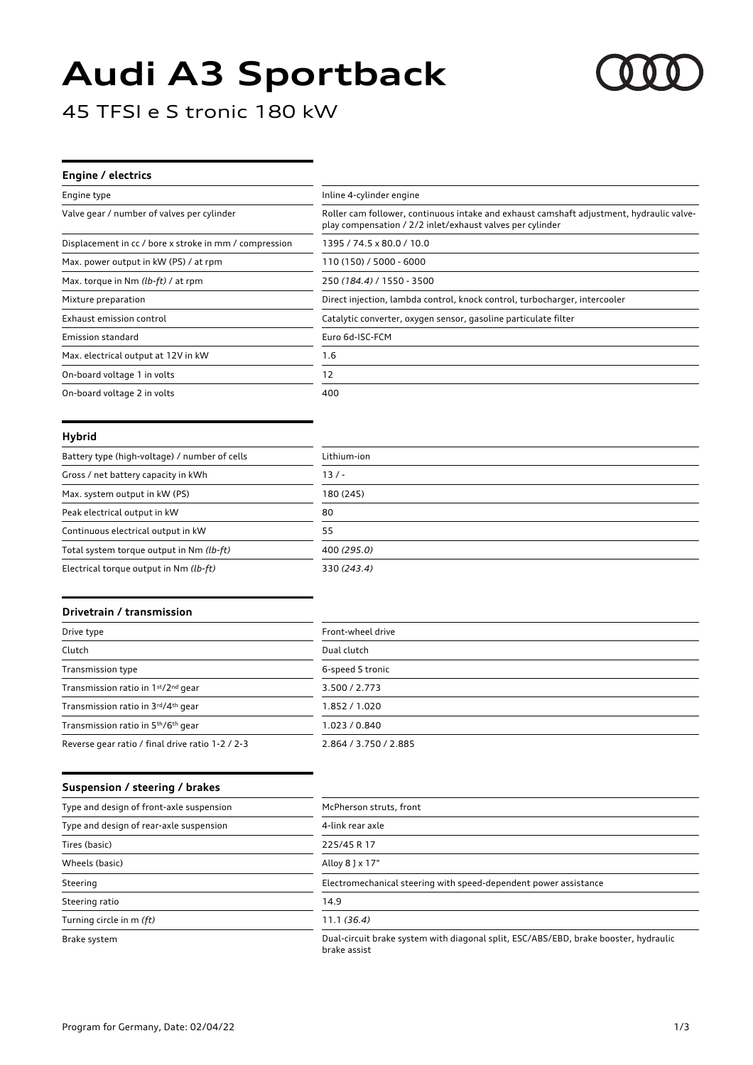# Audi A3 Sportback

45 TFSI e S tronic 180 kW

## Engine / electrics

| | |
|---|---|
| Engine type | Inline 4-cylinder engine |
| Valve gear / number of valves per cylinder | Roller cam follower, continuous intake and exhaust camshaft adjustment, hydraulic valve-play compensation / 2/2 inlet/exhaust valves per cylinder |
| Displacement in cc / bore x stroke in mm / compression | 1395 / 74.5 x 80.0 / 10.0 |
| Max. power output in kW (PS) / at rpm | 110 (150) / 5000 - 6000 |
| Max. torque in Nm *(lb-ft)* / at rpm | 250 *(184.4)* / 1550 - 3500 |
| Mixture preparation | Direct injection, lambda control, knock control, turbocharger, intercooler |
| Exhaust emission control | Catalytic converter, oxygen sensor, gasoline particulate filter |
| Emission standard | Euro 6d-ISC-FCM |
| Max. electrical output at 12V in kW | 1.6 |
| On-board voltage 1 in volts | 12 |
| On-board voltage 2 in volts | 400 |

## Hybrid

| | |
|---|---|
| Battery type (high-voltage) / number of cells | Lithium-ion |
| Gross / net battery capacity in kWh | 13 / - |
| Max. system output in kW (PS) | 180 (245) |
| Peak electrical output in kW | 80 |
| Continuous electrical output in kW | 55 |
| Total system torque output in Nm *(lb-ft)* | 400 *(295.0)* |
| Electrical torque output in Nm *(lb-ft)* | 330 *(243.4)* |

## Drivetrain / transmission

| | |
|---|---|
| Drive type | Front-wheel drive |
| Clutch | Dual clutch |
| Transmission type | 6-speed S tronic |
| Transmission ratio in 1st/2nd gear | 3.500 / 2.773 |
| Transmission ratio in 3rd/4th gear | 1.852 / 1.020 |
| Transmission ratio in 5th/6th gear | 1.023 / 0.840 |
| Reverse gear ratio / final drive ratio 1-2 / 2-3 | 2.864 / 3.750 / 2.885 |

## Suspension / steering / brakes

| | |
|---|---|
| Type and design of front-axle suspension | McPherson struts, front |
| Type and design of rear-axle suspension | 4-link rear axle |
| Tires (basic) | 225/45 R 17 |
| Wheels (basic) | Alloy 8 J x 17" |
| Steering | Electromechanical steering with speed-dependent power assistance |
| Steering ratio | 14.9 |
| Turning circle in m *(ft)* | 11.1 *(36.4)* |
| Brake system | Dual-circuit brake system with diagonal split, ESC/ABS/EBD, brake booster, hydraulic brake assist |

Program for Germany, Date: 02/04/22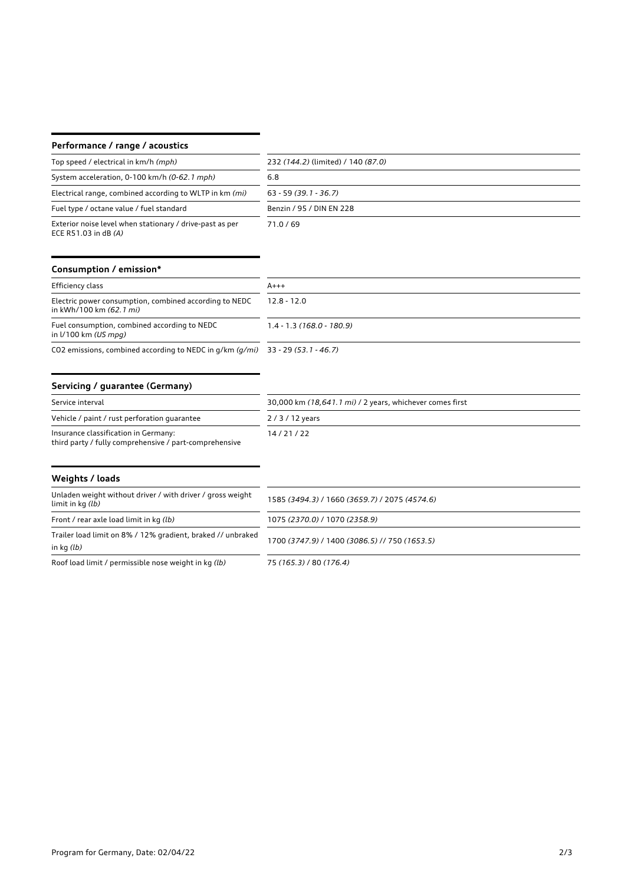## Performance / range / acoustics

| | |
|---|---|
| Top speed / electrical in km/h *(mph)* | 232 *(144.2)* (limited) / 140 *(87.0)* |
| System acceleration, 0-100 km/h *(0-62.1 mph)* | 6.8 |
| Electrical range, combined according to WLTP in km *(mi)* | 63 - 59 *(39.1 - 36.7)* |
| Fuel type / octane value / fuel standard | Benzin / 95 / DIN EN 228 |
| Exterior noise level when stationary / drive-past as per ECE R51.03 in dB *(A)* | 71.0 / 69 |

## Consumption / emission*

| | |
|---|---|
| Efficiency class | A+++ |
| Electric power consumption, combined according to NEDC in kWh/100 km *(62.1 mi)* | 12.8 - 12.0 |
| Fuel consumption, combined according to NEDC in l/100 km *(US mpg)* | 1.4 - 1.3 *(168.0 - 180.9)* |
| CO2 emissions, combined according to NEDC in g/km *(g/mi)* | 33 - 29 *(53.1 - 46.7)* |

## Servicing / guarantee (Germany)

| | |
|---|---|
| Service interval | 30,000 km *(18,641.1 mi)* / 2 years, whichever comes first |
| Vehicle / paint / rust perforation guarantee | 2 / 3 / 12 years |
| Insurance classification in Germany: third party / fully comprehensive / part-comprehensive | 14 / 21 / 22 |

## Weights / loads

| | |
|---|---|
| Unladen weight without driver / with driver / gross weight limit in kg *(lb)* | 1585 *(3494.3)* / 1660 *(3659.7)* / 2075 *(4574.6)* |
| Front / rear axle load limit in kg *(lb)* | 1075 *(2370.0)* / 1070 *(2358.9)* |
| Trailer load limit on 8% / 12% gradient, braked // unbraked in kg *(lb)* | 1700 *(3747.9)* / 1400 *(3086.5)* // 750 *(1653.5)* |
| Roof load limit / permissible nose weight in kg *(lb)* | 75 *(165.3)* / 80 *(176.4)* |

Program for Germany, Date: 02/04/22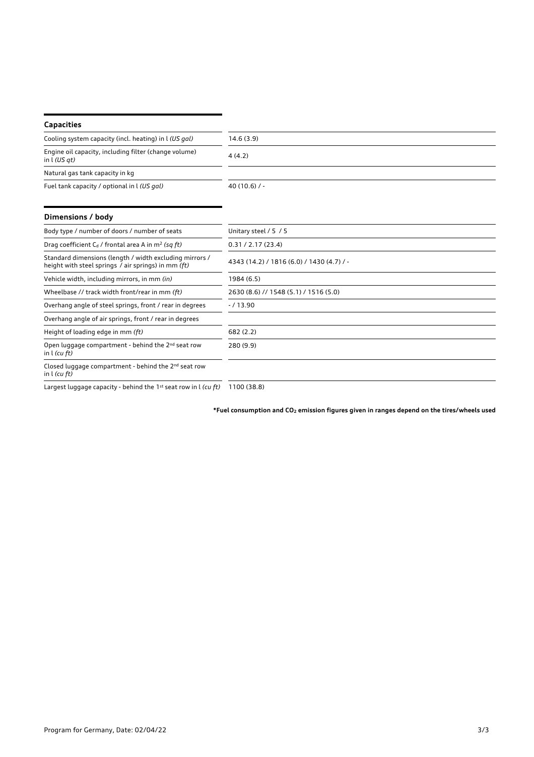## Capacities

| | |
|---|---|
| Cooling system capacity (incl. heating) in l *(US gal)* | 14.6 (3.9) |
| Engine oil capacity, including filter (change volume) in l *(US qt)* | 4 (4.2) |
| Natural gas tank capacity in kg | |
| Fuel tank capacity / optional in l *(US gal)* | 40 (10.6) / - |

## Dimensions / body

| | |
|---|---|
| Body type / number of doors / number of seats | Unitary steel / 5 / 5 |
| Drag coefficient $C_d$ / frontal area A in $m^2$ *(sq ft)* | 0.31 / 2.17 (23.4) |
| Standard dimensions (length / width excluding mirrors / height with steel springs / air springs) in mm *(ft)* | 4343 (14.2) / 1816 (6.0) / 1430 (4.7) / - |
| Vehicle width, including mirrors, in mm *(in)* | 1984 (6.5) |
| Wheelbase // track width front/rear in mm *(ft)* | 2630 (8.6) // 1548 (5.1) / 1516 (5.0) |
| Overhang angle of steel springs, front / rear in degrees | - / 13.90 |
| Overhang angle of air springs, front / rear in degrees | |
| Height of loading edge in mm *(ft)* | 682 (2.2) |
| Open luggage compartment - behind the 2nd seat row in l *(cu ft)* | 280 (9.9) |
| Closed luggage compartment - behind the 2nd seat row in l *(cu ft)* | |
| Largest luggage capacity - behind the 1st seat row in l *(cu ft)* | 1100 (38.8) |

**\*Fuel consumption and $CO_2$ emission figures given in ranges depend on the tires/wheels used**

Program for Germany, Date: 02/04/22